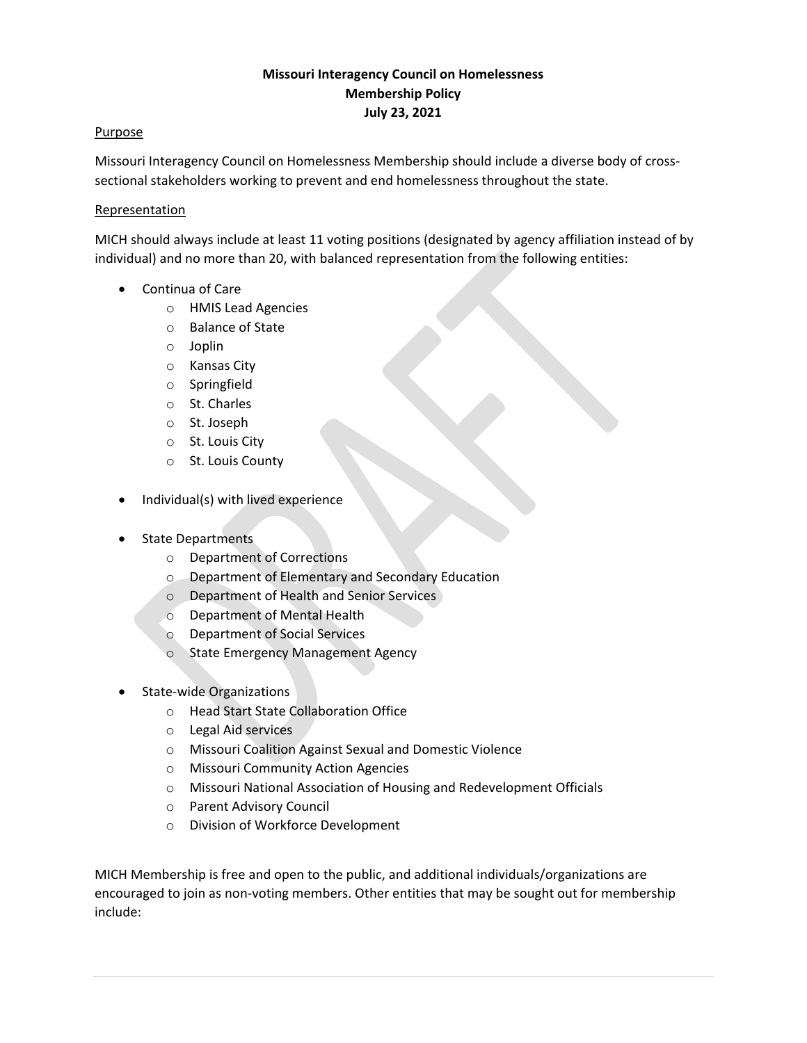# Missouri Interagency Council on Homelessness
## Membership Policy
### July 23, 2021

Purpose

Missouri Interagency Council on Homelessness Membership should include a diverse body of cross-sectional stakeholders working to prevent and end homelessness throughout the state.

Representation

MICH should always include at least 11 voting positions (designated by agency affiliation instead of by individual) and no more than 20, with balanced representation from the following entities:

- Continua of Care
  - HMIS Lead Agencies
  - Balance of State
  - Joplin
  - Kansas City
  - Springfield
  - St. Charles
  - St. Joseph
  - St. Louis City
  - St. Louis County

- Individual(s) with lived experience

- State Departments
  - Department of Corrections
  - Department of Elementary and Secondary Education
  - Department of Health and Senior Services
  - Department of Mental Health
  - Department of Social Services
  - State Emergency Management Agency

- State-wide Organizations
  - Head Start State Collaboration Office
  - Legal Aid services
  - Missouri Coalition Against Sexual and Domestic Violence
  - Missouri Community Action Agencies
  - Missouri National Association of Housing and Redevelopment Officials
  - Parent Advisory Council
  - Division of Workforce Development

MICH Membership is free and open to the public, and additional individuals/organizations are encouraged to join as non-voting members. Other entities that may be sought out for membership include: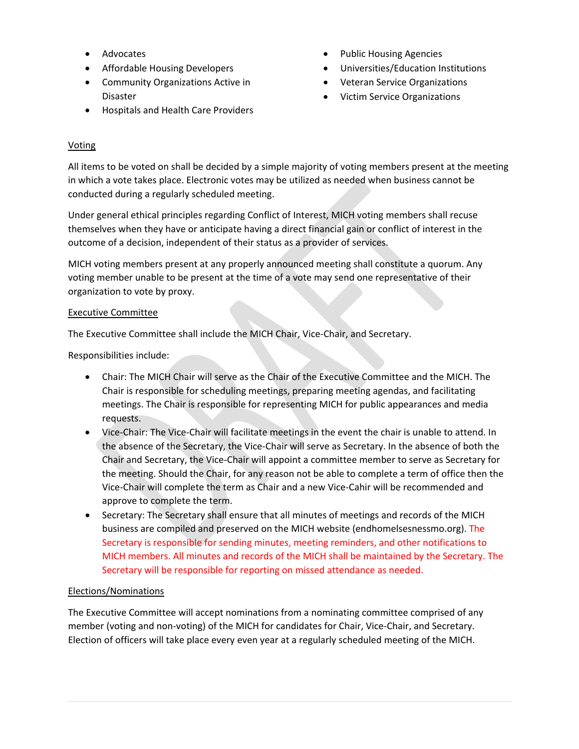- Advocates
- Affordable Housing Developers
- Community Organizations Active in Disaster
- Hospitals and Health Care Providers
- Public Housing Agencies
- Universities/Education Institutions
- Veteran Service Organizations
- Victim Service Organizations

## Voting

All items to be voted on shall be decided by a simple majority of voting members present at the meeting in which a vote takes place. Electronic votes may be utilized as needed when business cannot be conducted during a regularly scheduled meeting.

Under general ethical principles regarding Conflict of Interest, MICH voting members shall recuse themselves when they have or anticipate having a direct financial gain or conflict of interest in the outcome of a decision, independent of their status as a provider of services.

MICH voting members present at any properly announced meeting shall constitute a quorum. Any voting member unable to be present at the time of a vote may send one representative of their organization to vote by proxy.

## Executive Committee

The Executive Committee shall include the MICH Chair, Vice-Chair, and Secretary.

Responsibilities include:

- Chair: The MICH Chair will serve as the Chair of the Executive Committee and the MICH. The Chair is responsible for scheduling meetings, preparing meeting agendas, and facilitating meetings. The Chair is responsible for representing MICH for public appearances and media requests.
- Vice-Chair: The Vice-Chair will facilitate meetings in the event the chair is unable to attend. In the absence of the Secretary, the Vice-Chair will serve as Secretary. In the absence of both the Chair and Secretary, the Vice-Chair will appoint a committee member to serve as Secretary for the meeting. Should the Chair, for any reason not be able to complete a term of office then the Vice-Chair will complete the term as Chair and a new Vice-Cahir will be recommended and approve to complete the term.
- Secretary: The Secretary shall ensure that all minutes of meetings and records of the MICH business are compiled and preserved on the MICH website (endhomelsesnessmo.org). The Secretary is responsible for sending minutes, meeting reminders, and other notifications to MICH members. All minutes and records of the MICH shall be maintained by the Secretary. The Secretary will be responsible for reporting on missed attendance as needed.

## Elections/Nominations

The Executive Committee will accept nominations from a nominating committee comprised of any member (voting and non-voting) of the MICH for candidates for Chair, Vice-Chair, and Secretary. Election of officers will take place every even year at a regularly scheduled meeting of the MICH.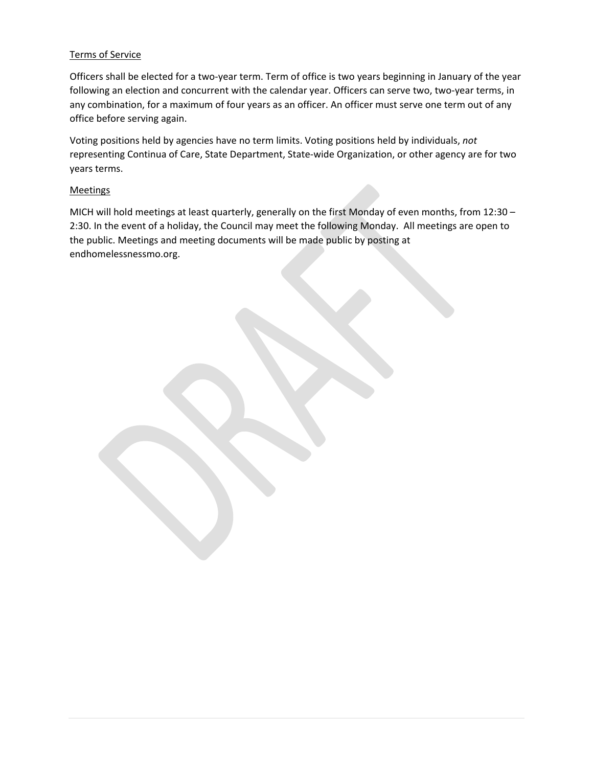Terms of Service

Officers shall be elected for a two-year term. Term of office is two years beginning in January of the year following an election and concurrent with the calendar year. Officers can serve two, two-year terms, in any combination, for a maximum of four years as an officer. An officer must serve one term out of any office before serving again.

Voting positions held by agencies have no term limits. Voting positions held by individuals, *not* representing Continua of Care, State Department, State-wide Organization, or other agency are for two years terms.

Meetings

MICH will hold meetings at least quarterly, generally on the first Monday of even months, from 12:30 – 2:30. In the event of a holiday, the Council may meet the following Monday. All meetings are open to the public. Meetings and meeting documents will be made public by posting at endhomelessnessmo.org.